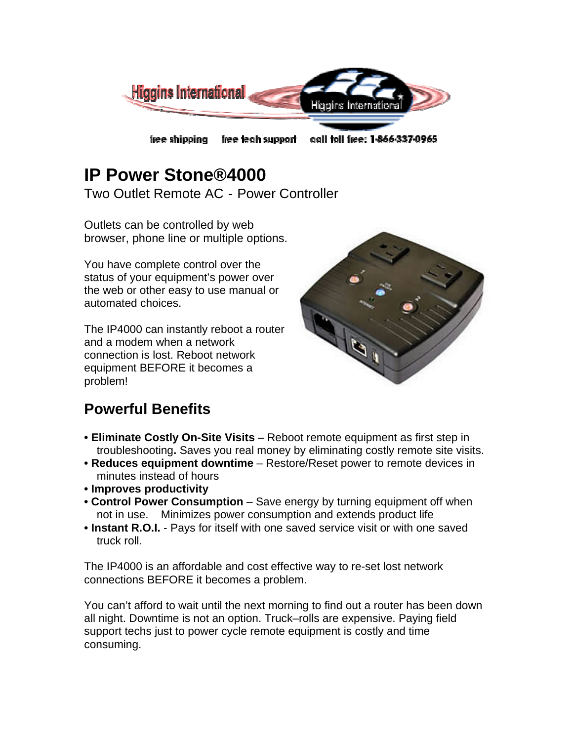Higgins International

free shipping   free tech support   call toll free: 1-866-337-0965

# IP Power Stone®4000

Two Outlet Remote AC - Power Controller

Outlets can be controlled by web browser, phone line or multiple options.

You have complete control over the status of your equipment's power over the web or other easy to use manual or automated choices.

The IP4000 can instantly reboot a router and a modem when a network connection is lost. Reboot network equipment BEFORE it becomes a problem!

## Powerful Benefits

- **Eliminate Costly On-Site Visits** – Reboot remote equipment as first step in troubleshooting**.** Saves you real money by eliminating costly remote site visits.
- **Reduces equipment downtime** – Restore/Reset power to remote devices in minutes instead of hours
- **Improves productivity**
- **Control Power Consumption** – Save energy by turning equipment off when not in use. Minimizes power consumption and extends product life
- **Instant R.O.I.** - Pays for itself with one saved service visit or with one saved truck roll.

The IP4000 is an affordable and cost effective way to re-set lost network connections BEFORE it becomes a problem.

You can't afford to wait until the next morning to find out a router has been down all night. Downtime is not an option. Truck–rolls are expensive. Paying field support techs just to power cycle remote equipment is costly and time consuming.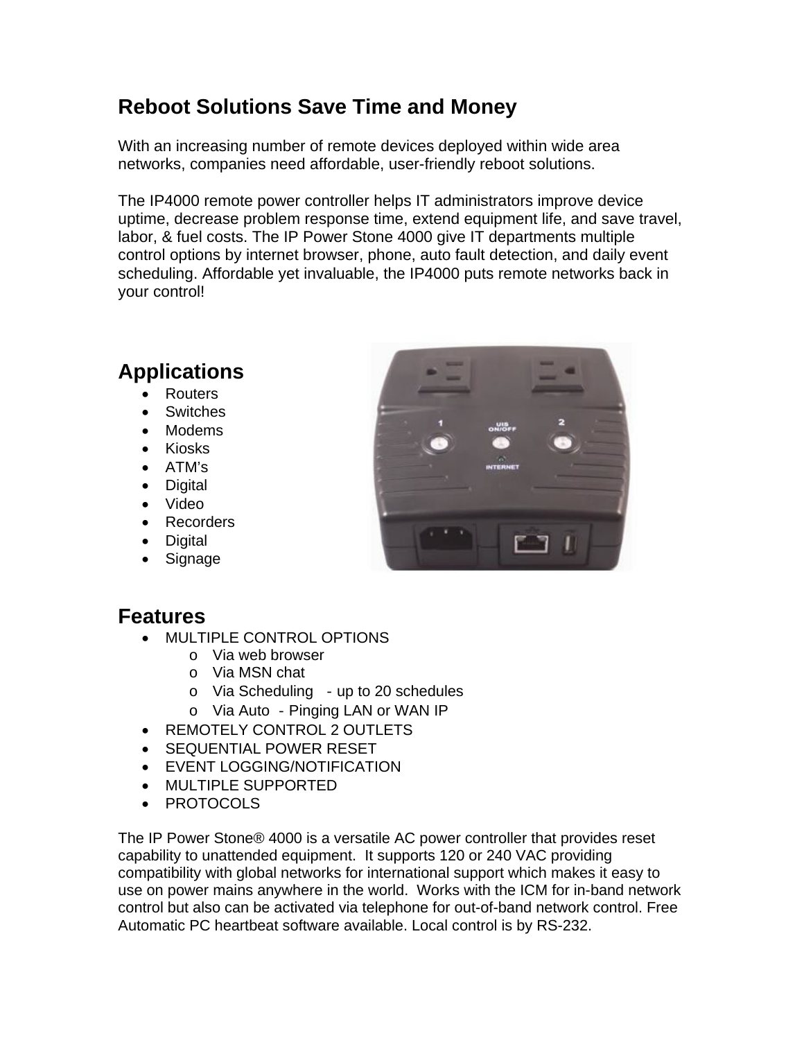## Reboot Solutions Save Time and Money

With an increasing number of remote devices deployed within wide area networks, companies need affordable, user-friendly reboot solutions.

The IP4000 remote power controller helps IT administrators improve device uptime, decrease problem response time, extend equipment life, and save travel, labor, & fuel costs. The IP Power Stone 4000 give IT departments multiple control options by internet browser, phone, auto fault detection, and daily event scheduling. Affordable yet invaluable, the IP4000 puts remote networks back in your control!

## Applications

- Routers
- Switches
- Modems
- Kiosks
- ATM's
- Digital
- Video
- Recorders
- Digital
- Signage

## Features

- MULTIPLE CONTROL OPTIONS
  - Via web browser
  - Via MSN chat
  - Via Scheduling - up to 20 schedules
  - Via Auto - Pinging LAN or WAN IP
- REMOTELY CONTROL 2 OUTLETS
- SEQUENTIAL POWER RESET
- EVENT LOGGING/NOTIFICATION
- MULTIPLE SUPPORTED
- PROTOCOLS

The IP Power Stone® 4000 is a versatile AC power controller that provides reset capability to unattended equipment. It supports 120 or 240 VAC providing compatibility with global networks for international support which makes it easy to use on power mains anywhere in the world. Works with the ICM for in-band network control but also can be activated via telephone for out-of-band network control. Free Automatic PC heartbeat software available. Local control is by RS-232.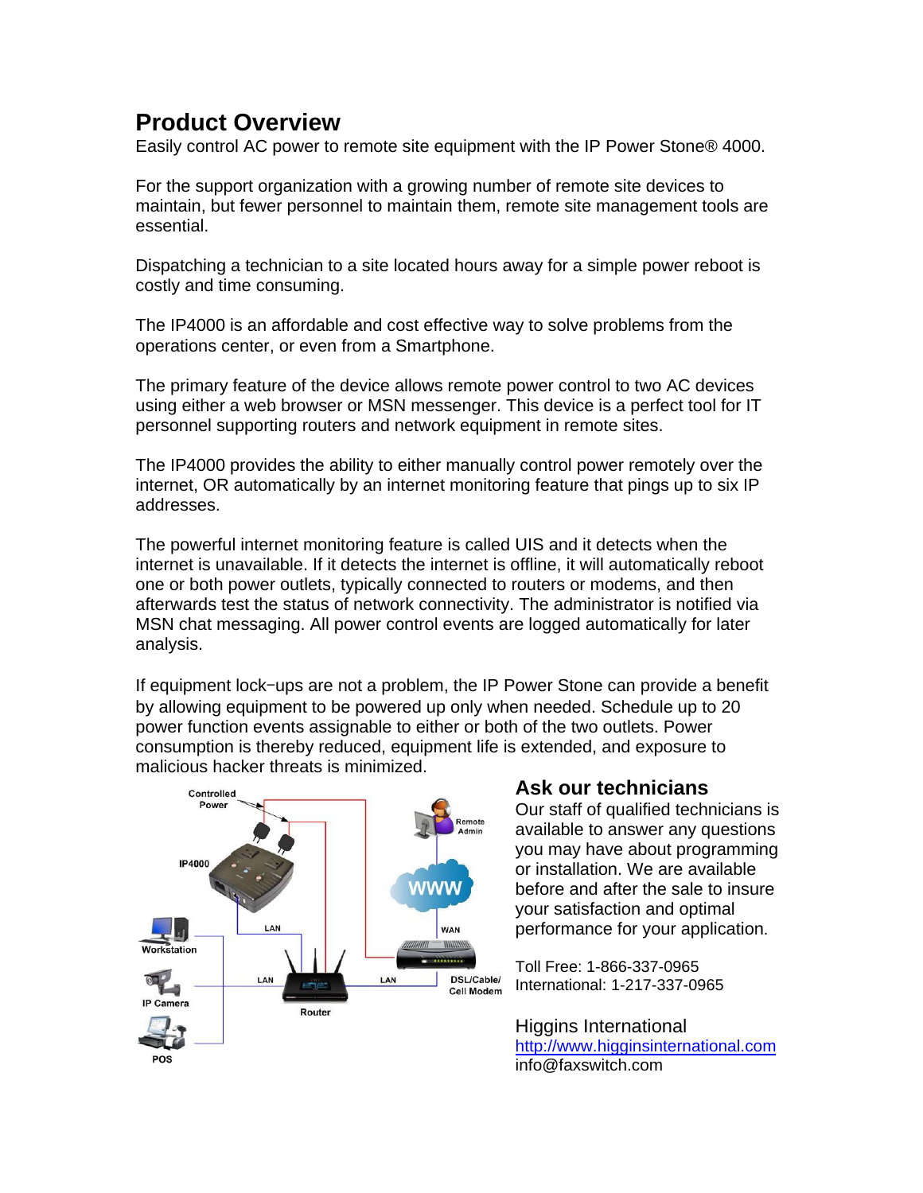## Product Overview

Easily control AC power to remote site equipment with the IP Power Stone® 4000.

For the support organization with a growing number of remote site devices to maintain, but fewer personnel to maintain them, remote site management tools are essential.

Dispatching a technician to a site located hours away for a simple power reboot is costly and time consuming.

The IP4000 is an affordable and cost effective way to solve problems from the operations center, or even from a Smartphone.

The primary feature of the device allows remote power control to two AC devices using either a web browser or MSN messenger. This device is a perfect tool for IT personnel supporting routers and network equipment in remote sites.

The IP4000 provides the ability to either manually control power remotely over the internet, OR automatically by an internet monitoring feature that pings up to six IP addresses.

The powerful internet monitoring feature is called UIS and it detects when the internet is unavailable. If it detects the internet is offline, it will automatically reboot one or both power outlets, typically connected to routers or modems, and then afterwards test the status of network connectivity. The administrator is notified via MSN chat messaging. All power control events are logged automatically for later analysis.

If equipment lock-ups are not a problem, the IP Power Stone can provide a benefit by allowing equipment to be powered up only when needed. Schedule up to 20 power function events assignable to either or both of the two outlets. Power consumption is thereby reduced, equipment life is extended, and exposure to malicious hacker threats is minimized.

Controlled Power
IP4000
Remote Admin
WWW
LAN
WAN
Workstation
LAN
LAN
DSL/Cable/ Cell Modem
IP Camera
Router
POS

## Ask our technicians

Our staff of qualified technicians is available to answer any questions you may have about programming or installation. We are available before and after the sale to insure your satisfaction and optimal performance for your application.

Toll Free: 1-866-337-0965
International: 1-217-337-0965

Higgins International
http://www.higginsinternational.com
info@faxswitch.com